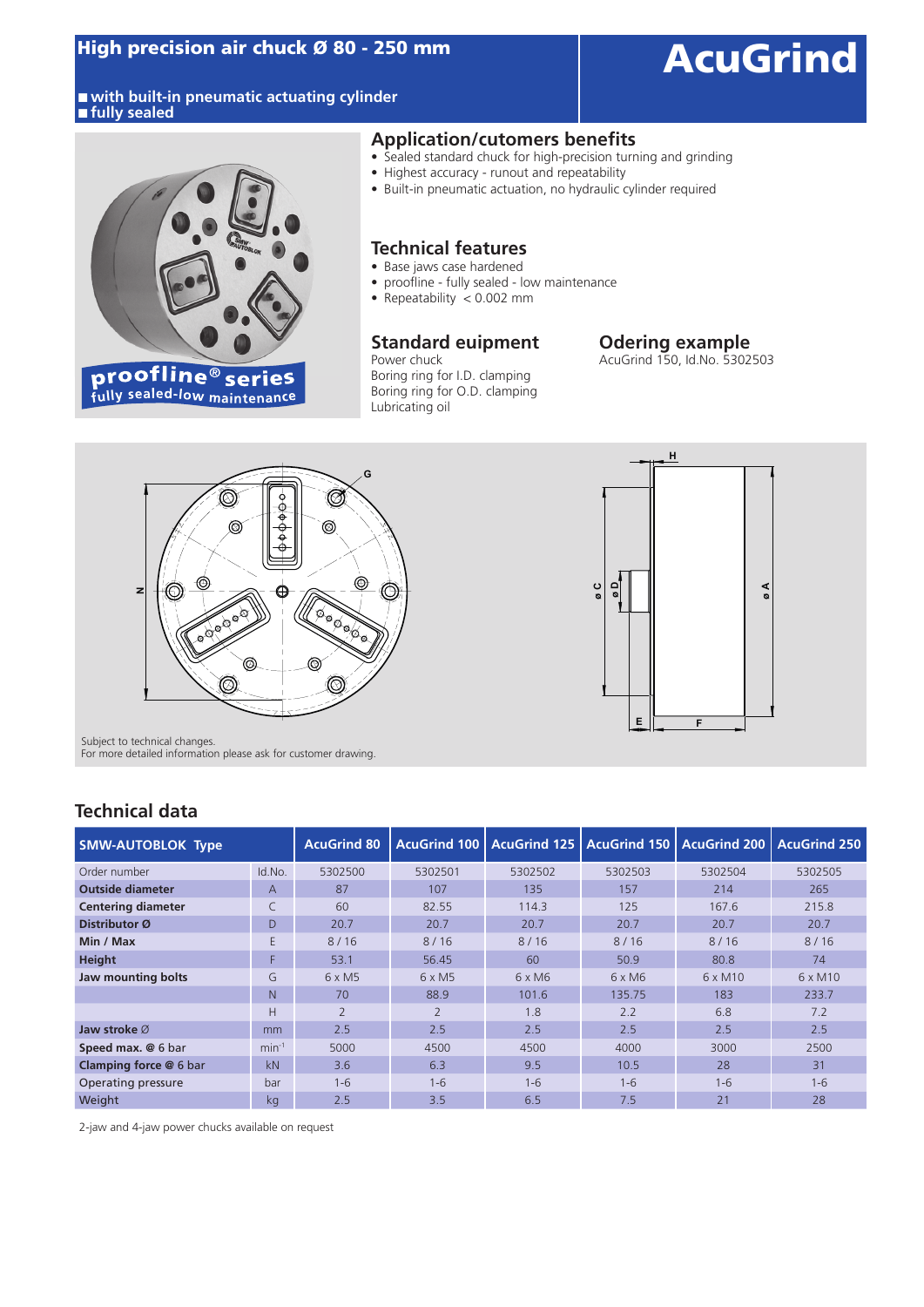# High precision air chuck Ø 80 - 250 mm

# AcuGrind

- with built-in pneumatic actuating cylinder
- fully sealed

proofline® series
fully sealed-low maintenance

## Application/cutomers benefits

- Sealed standard chuck for high-precision turning and grinding
- Highest accuracy - runout and repeatability
- Built-in pneumatic actuation, no hydraulic cylinder required

## Technical features

- Base jaws case hardened
- proofline - fully sealed - low maintenance
- Repeatability < 0.002 mm

## Standard euipment

Power chuck
Boring ring for I.D. clamping
Boring ring for O.D. clamping
Lubricating oil

## Odering example

AcuGrind 150, Id.No. 5302503

Subject to technical changes.
For more detailed information please ask for customer drawing.

## Technical data

| SMW-AUTOBLOK Type | | AcuGrind 80 | AcuGrind 100 | AcuGrind 125 | AcuGrind 150 | AcuGrind 200 | AcuGrind 250 |
|---|---|---|---|---|---|---|---|
| Order number | Id.No. | 5302500 | 5302501 | 5302502 | 5302503 | 5302504 | 5302505 |
| **Outside diameter** | A | 87 | 107 | 135 | 157 | 214 | 265 |
| **Centering diameter** | C | 60 | 82.55 | 114.3 | 125 | 167.6 | 215.8 |
| **Distributor Ø** | D | 20.7 | 20.7 | 20.7 | 20.7 | 20.7 | 20.7 |
| **Min / Max** | E | 8 / 16 | 8 / 16 | 8 / 16 | 8 / 16 | 8 / 16 | 8 / 16 |
| **Height** | F | 53.1 | 56.45 | 60 | 50.9 | 80.8 | 74 |
| **Jaw mounting bolts** | G | 6 x M5 | 6 x M5 | 6 x M6 | 6 x M6 | 6 x M10 | 6 x M10 |
| | N | 70 | 88.9 | 101.6 | 135.75 | 183 | 233.7 |
| | H | 2 | 2 | 1.8 | 2.2 | 6.8 | 7.2 |
| **Jaw stroke** Ø | mm | 2.5 | 2.5 | 2.5 | 2.5 | 2.5 | 2.5 |
| **Speed max. @** 6 bar | $min^{-1}$ | 5000 | 4500 | 4500 | 4000 | 3000 | 2500 |
| **Clamping force @** 6 bar | kN | 3.6 | 6.3 | 9.5 | 10.5 | 28 | 31 |
| Operating pressure | bar | 1-6 | 1-6 | 1-6 | 1-6 | 1-6 | 1-6 |
| Weight | kg | 2.5 | 3.5 | 6.5 | 7.5 | 21 | 28 |

2-jaw and 4-jaw power chucks available on request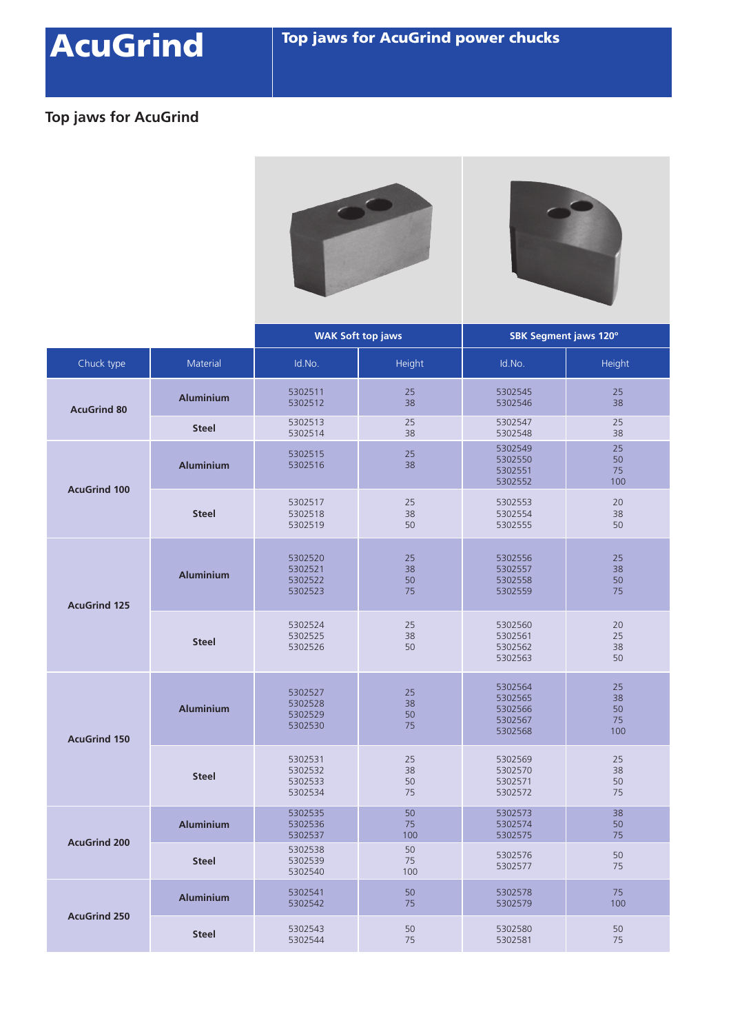# AcuGrind

## Top jaws for AcuGrind power chucks

### Top jaws for AcuGrind

| Chuck type | Material | WAK Soft top jaws Id.No. | WAK Soft top jaws Height | SBK Segment jaws 120° Id.No. | SBK Segment jaws 120° Height |
|---|---|---|---|---|---|
| **AcuGrind 80** | **Aluminium** | 5302511<br>5302512 | 25<br>38 | 5302545<br>5302546 | 25<br>38 |
| | **Steel** | 5302513<br>5302514 | 25<br>38 | 5302547<br>5302548 | 25<br>38 |
| **AcuGrind 100** | **Aluminium** | 5302515<br>5302516 | 25<br>38 | 5302549<br>5302550<br>5302551<br>5302552 | 25<br>50<br>75<br>100 |
| | **Steel** | 5302517<br>5302518<br>5302519 | 25<br>38<br>50 | 5302553<br>5302554<br>5302555 | 20<br>38<br>50 |
| **AcuGrind 125** | **Aluminium** | 5302520<br>5302521<br>5302522<br>5302523 | 25<br>38<br>50<br>75 | 5302556<br>5302557<br>5302558<br>5302559 | 25<br>38<br>50<br>75 |
| | **Steel** | 5302524<br>5302525<br>5302526 | 25<br>38<br>50 | 5302560<br>5302561<br>5302562<br>5302563 | 20<br>25<br>38<br>50 |
| **AcuGrind 150** | **Aluminium** | 5302527<br>5302528<br>5302529<br>5302530 | 25<br>38<br>50<br>75 | 5302564<br>5302565<br>5302566<br>5302567<br>5302568 | 25<br>38<br>50<br>75<br>100 |
| | **Steel** | 5302531<br>5302532<br>5302533<br>5302534 | 25<br>38<br>50<br>75 | 5302569<br>5302570<br>5302571<br>5302572 | 25<br>38<br>50<br>75 |
| **AcuGrind 200** | **Aluminium** | 5302535<br>5302536<br>5302537 | 50<br>75<br>100 | 5302573<br>5302574<br>5302575 | 38<br>50<br>75 |
| | **Steel** | 5302538<br>5302539<br>5302540 | 50<br>75<br>100 | 5302576<br>5302577 | 50<br>75 |
| **AcuGrind 250** | **Aluminium** | 5302541<br>5302542 | 50<br>75 | 5302578<br>5302579 | 75<br>100 |
| | **Steel** | 5302543<br>5302544 | 50<br>75 | 5302580<br>5302581 | 50<br>75 |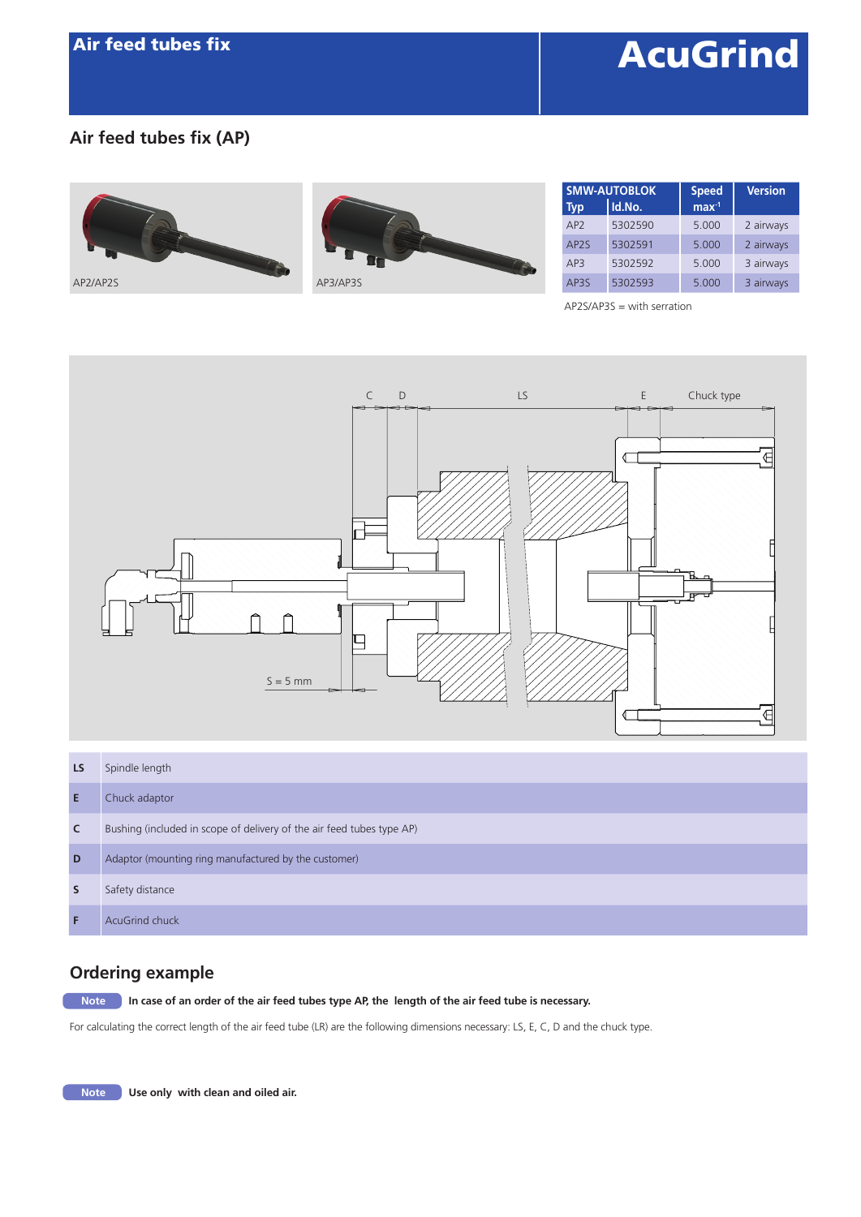# Air feed tubes fix

## Air feed tubes fix (AP)

AP2/AP2S

AP3/AP3S

| SMW-AUTOBLOK Typ | Id.No. | Speed max$^{-1}$ | Version |
|---|---|---|---|
| AP2 | 5302590 | 5.000 | 2 airways |
| AP2S | 5302591 | 5.000 | 2 airways |
| AP3 | 5302592 | 5.000 | 3 airways |
| AP3S | 5302593 | 5.000 | 3 airways |

AP2S/AP3S = with serration

C D LS E Chuck type

S = 5 mm

| | |
|---|---|
| **LS** | Spindle length |
| **E** | Chuck adaptor |
| **C** | Bushing (included in scope of delivery of the air feed tubes type AP) |
| **D** | Adaptor (mounting ring manufactured by the customer) |
| **S** | Safety distance |
| **F** | AcuGrind chuck |

## Ordering example

**Note** **In case of an order of the air feed tubes type AP, the length of the air feed tube is necessary.**

For calculating the correct length of the air feed tube (LR) are the following dimensions necessary: LS, E, C, D and the chuck type.

**Note** **Use only with clean and oiled air.**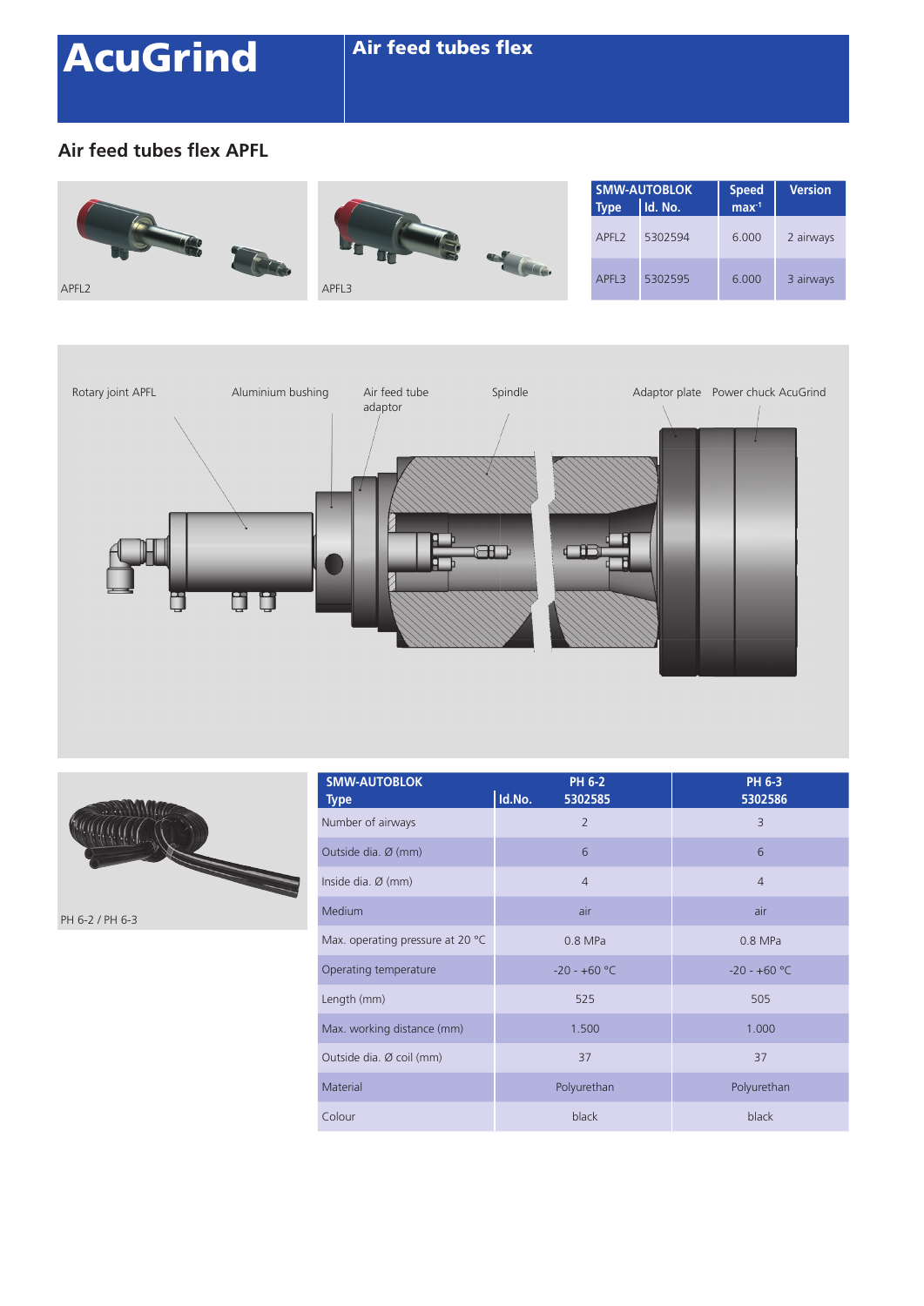# AcuGrind

## Air feed tubes flex

### Air feed tubes flex APFL

APFL2

APFL3

| SMW-AUTOBLOK Type | Id. No. | Speed max$^{-1}$ | Version |
|---|---|---|---|
| APFL2 | 5302594 | 6.000 | 2 airways |
| APFL3 | 5302595 | 6.000 | 3 airways |

Rotary joint APFL

Aluminium bushing

Air feed tube adaptor

Spindle

Adaptor plate

Power chuck AcuGrind

PH 6-2 / PH 6-3

| SMW-AUTOBLOK Type | Id.No. | PH 6-2 5302585 | PH 6-3 5302586 |
|---|---|---|---|
| Number of airways | | 2 | 3 |
| Outside dia. Ø (mm) | | 6 | 6 |
| Inside dia. Ø (mm) | | 4 | 4 |
| Medium | | air | air |
| Max. operating pressure at 20 °C | | 0.8 MPa | 0.8 MPa |
| Operating temperature | | -20 - +60 °C | -20 - +60 °C |
| Length (mm) | | 525 | 505 |
| Max. working distance (mm) | | 1.500 | 1.000 |
| Outside dia. Ø coil (mm) | | 37 | 37 |
| Material | | Polyurethan | Polyurethan |
| Colour | | black | black |